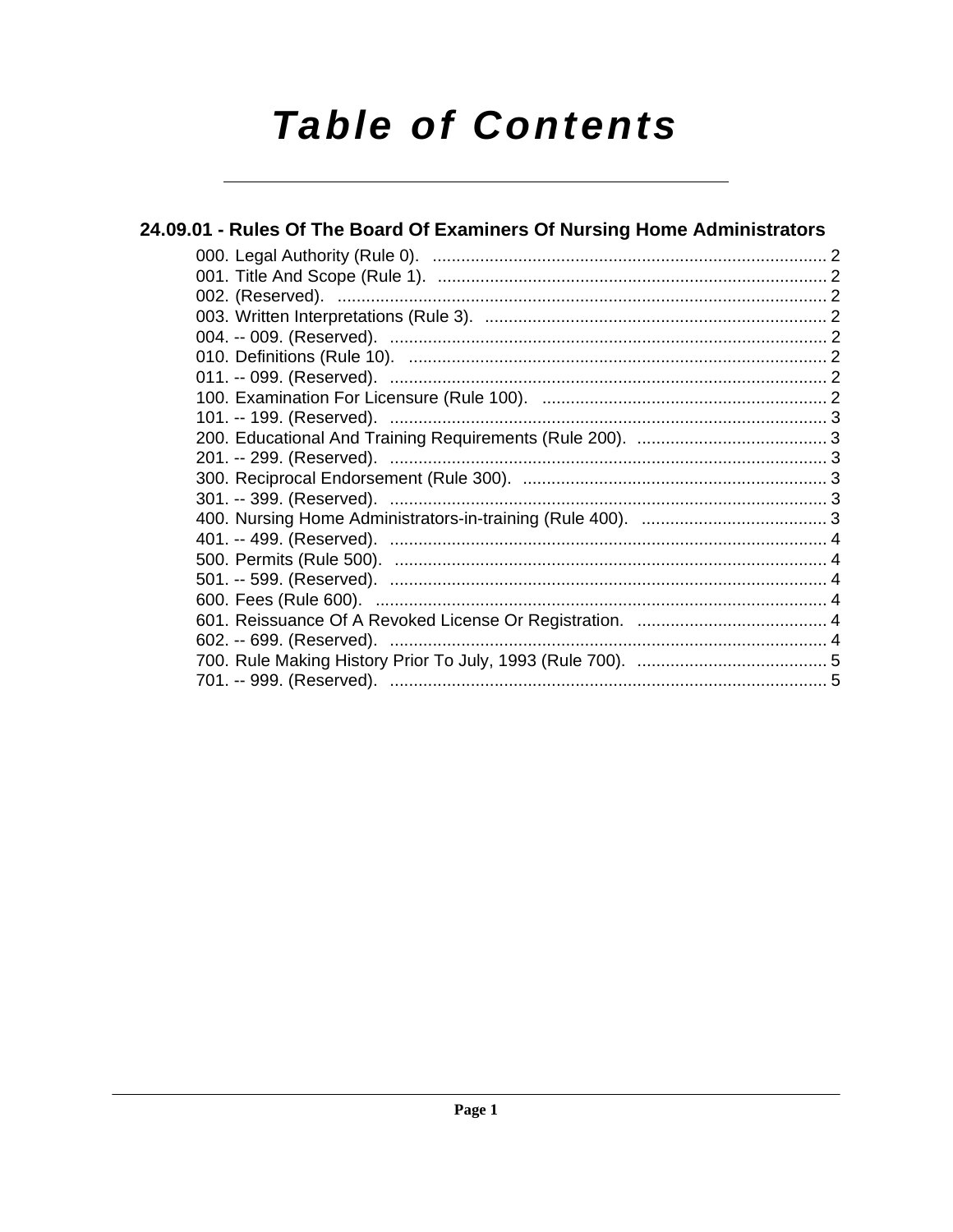# Table of Contents

## 24.09.01 - Rules Of The Board Of Examiners Of Nursing Home Administrators

000. Legal Authority (Rule 0). .......... 2
001. Title And Scope (Rule 1). .......... 2
002. (Reserved). .......... 2
003. Written Interpretations (Rule 3). .......... 2
004. -- 009. (Reserved). .......... 2
010. Definitions (Rule 10). .......... 2
011. -- 099. (Reserved). .......... 2
100. Examination For Licensure (Rule 100). .......... 2
101. -- 199. (Reserved). .......... 3
200. Educational And Training Requirements (Rule 200). .......... 3
201. -- 299. (Reserved). .......... 3
300. Reciprocal Endorsement (Rule 300). .......... 3
301. -- 399. (Reserved). .......... 3
400. Nursing Home Administrators-in-training (Rule 400). .......... 3
401. -- 499. (Reserved). .......... 4
500. Permits (Rule 500). .......... 4
501. -- 599. (Reserved). .......... 4
600. Fees (Rule 600). .......... 4
601. Reissuance Of A Revoked License Or Registration. .......... 4
602. -- 699. (Reserved). .......... 4
700. Rule Making History Prior To July, 1993 (Rule 700). .......... 5
701. -- 999. (Reserved). .......... 5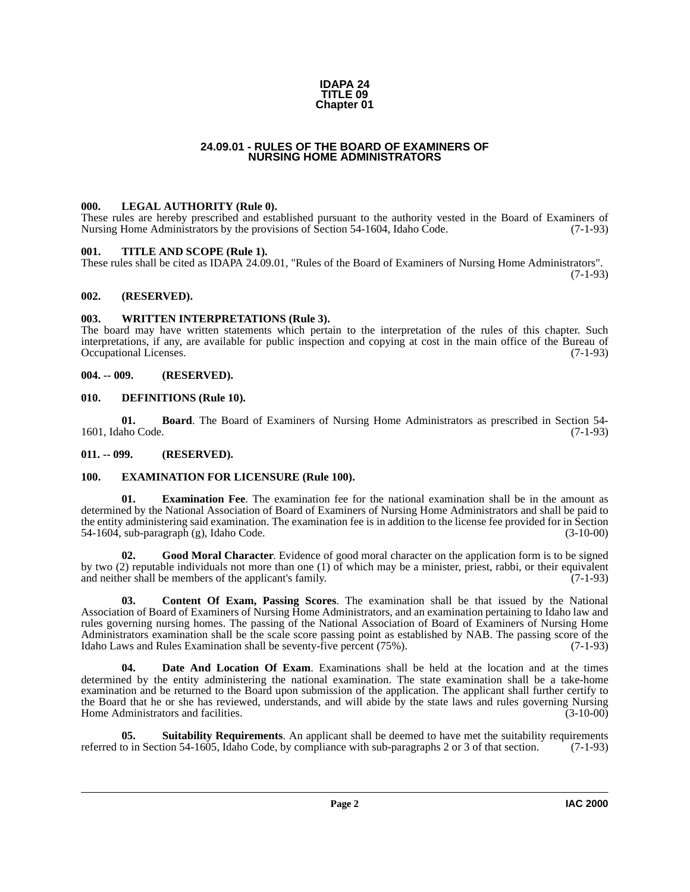**IDAPA 24**
**TITLE 09**
**Chapter 01**

# 24.09.01 - RULES OF THE BOARD OF EXAMINERS OF NURSING HOME ADMINISTRATORS

## 000. LEGAL AUTHORITY (Rule 0).

These rules are hereby prescribed and established pursuant to the authority vested in the Board of Examiners of Nursing Home Administrators by the provisions of Section 54-1604, Idaho Code. (7-1-93)

## 001. TITLE AND SCOPE (Rule 1).

These rules shall be cited as IDAPA 24.09.01, "Rules of the Board of Examiners of Nursing Home Administrators". (7-1-93)

## 002. (RESERVED).

## 003. WRITTEN INTERPRETATIONS (Rule 3).

The board may have written statements which pertain to the interpretation of the rules of this chapter. Such interpretations, if any, are available for public inspection and copying at cost in the main office of the Bureau of Occupational Licenses. (7-1-93)

## 004. -- 009. (RESERVED).

## 010. DEFINITIONS (Rule 10).

**01. Board**. The Board of Examiners of Nursing Home Administrators as prescribed in Section 54-1601, Idaho Code. (7-1-93)

## 011. -- 099. (RESERVED).

## 100. EXAMINATION FOR LICENSURE (Rule 100).

**01. Examination Fee**. The examination fee for the national examination shall be in the amount as determined by the National Association of Board of Examiners of Nursing Home Administrators and shall be paid to the entity administering said examination. The examination fee is in addition to the license fee provided for in Section 54-1604, sub-paragraph (g), Idaho Code. (3-10-00)

**02. Good Moral Character**. Evidence of good moral character on the application form is to be signed by two (2) reputable individuals not more than one (1) of which may be a minister, priest, rabbi, or their equivalent and neither shall be members of the applicant's family. (7-1-93)

**03. Content Of Exam, Passing Scores**. The examination shall be that issued by the National Association of Board of Examiners of Nursing Home Administrators, and an examination pertaining to Idaho law and rules governing nursing homes. The passing of the National Association of Board of Examiners of Nursing Home Administrators examination shall be the scale score passing point as established by NAB. The passing score of the Idaho Laws and Rules Examination shall be seventy-five percent (75%). (7-1-93)

**04. Date And Location Of Exam**. Examinations shall be held at the location and at the times determined by the entity administering the national examination. The state examination shall be a take-home examination and be returned to the Board upon submission of the application. The applicant shall further certify to the Board that he or she has reviewed, understands, and will abide by the state laws and rules governing Nursing Home Administrators and facilities. (3-10-00)

**05. Suitability Requirements**. An applicant shall be deemed to have met the suitability requirements referred to in Section 54-1605, Idaho Code, by compliance with sub-paragraphs 2 or 3 of that section. (7-1-93)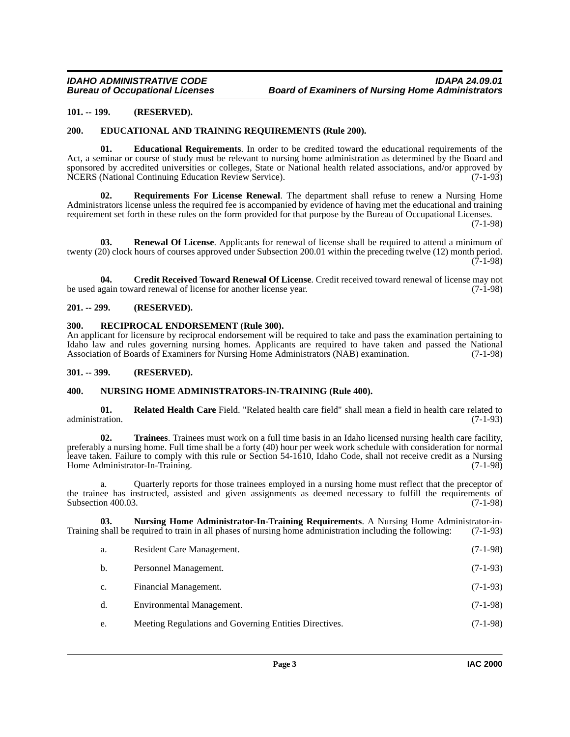### 101. -- 199. (RESERVED).

### 200. EDUCATIONAL AND TRAINING REQUIREMENTS (Rule 200).

**01. Educational Requirements**. In order to be credited toward the educational requirements of the Act, a seminar or course of study must be relevant to nursing home administration as determined by the Board and sponsored by accredited universities or colleges, State or National health related associations, and/or approved by NCERS (National Continuing Education Review Service). (7-1-93)

**02. Requirements For License Renewal**. The department shall refuse to renew a Nursing Home Administrators license unless the required fee is accompanied by evidence of having met the educational and training requirement set forth in these rules on the form provided for that purpose by the Bureau of Occupational Licenses. (7-1-98)

**03. Renewal Of License**. Applicants for renewal of license shall be required to attend a minimum of twenty (20) clock hours of courses approved under Subsection 200.01 within the preceding twelve (12) month period. (7-1-98)

**04. Credit Received Toward Renewal Of License**. Credit received toward renewal of license may not be used again toward renewal of license for another license year. (7-1-98)

### 201. -- 299. (RESERVED).

### 300. RECIPROCAL ENDORSEMENT (Rule 300).

An applicant for licensure by reciprocal endorsement will be required to take and pass the examination pertaining to Idaho law and rules governing nursing homes. Applicants are required to have taken and passed the National Association of Boards of Examiners for Nursing Home Administrators (NAB) examination. (7-1-98)

### 301. -- 399. (RESERVED).

### 400. NURSING HOME ADMINISTRATORS-IN-TRAINING (Rule 400).

**01. Related Health Care** Field. "Related health care field" shall mean a field in health care related to administration. (7-1-93)

**02. Trainees**. Trainees must work on a full time basis in an Idaho licensed nursing health care facility, preferably a nursing home. Full time shall be a forty (40) hour per week work schedule with consideration for normal leave taken. Failure to comply with this rule or Section 54-1610, Idaho Code, shall not receive credit as a Nursing Home Administrator-In-Training. (7-1-98)

a. Quarterly reports for those trainees employed in a nursing home must reflect that the preceptor of the trainee has instructed, assisted and given assignments as deemed necessary to fulfill the requirements of Subsection 400.03. (7-1-98)

**03. Nursing Home Administrator-In-Training Requirements**. A Nursing Home Administrator-in-Training shall be required to train in all phases of nursing home administration including the following: (7-1-93)

a. Resident Care Management. (7-1-98)

b. Personnel Management. (7-1-93)

c. Financial Management. (7-1-93)

d. Environmental Management. (7-1-98)

e. Meeting Regulations and Governing Entities Directives. (7-1-98)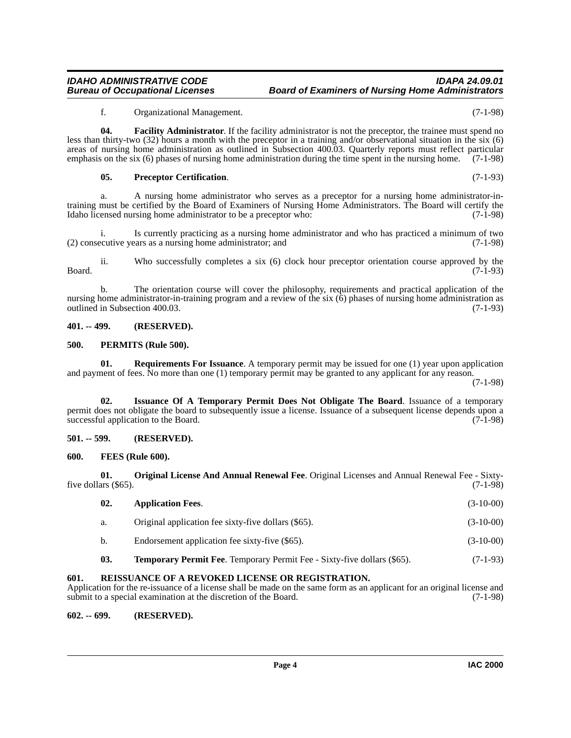f. Organizational Management. (7-1-98)

**04. Facility Administrator**. If the facility administrator is not the preceptor, the trainee must spend no less than thirty-two (32) hours a month with the preceptor in a training and/or observational situation in the six (6) areas of nursing home administration as outlined in Subsection 400.03. Quarterly reports must reflect particular emphasis on the six (6) phases of nursing home administration during the time spent in the nursing home. (7-1-98)

**05. Preceptor Certification**. (7-1-93)

a. A nursing home administrator who serves as a preceptor for a nursing home administrator-in-training must be certified by the Board of Examiners of Nursing Home Administrators. The Board will certify the Idaho licensed nursing home administrator to be a preceptor who: (7-1-98)

i. Is currently practicing as a nursing home administrator and who has practiced a minimum of two (2) consecutive years as a nursing home administrator; and (7-1-98)

ii. Who successfully completes a six (6) clock hour preceptor orientation course approved by the Board. (7-1-93)

b. The orientation course will cover the philosophy, requirements and practical application of the nursing home administrator-in-training program and a review of the six (6) phases of nursing home administration as outlined in Subsection 400.03. (7-1-93)

**401. -- 499. (RESERVED).**

**500. PERMITS (Rule 500).**

**01. Requirements For Issuance**. A temporary permit may be issued for one (1) year upon application and payment of fees. No more than one (1) temporary permit may be granted to any applicant for any reason. (7-1-98)

**02. Issuance Of A Temporary Permit Does Not Obligate The Board**. Issuance of a temporary permit does not obligate the board to subsequently issue a license. Issuance of a subsequent license depends upon a successful application to the Board. (7-1-98)

**501. -- 599. (RESERVED).**

**600. FEES (Rule 600).**

**01. Original License And Annual Renewal Fee**. Original Licenses and Annual Renewal Fee - Sixty-five dollars ($65). (7-1-98)

**02. Application Fees**. (3-10-00)

a. Original application fee sixty-five dollars ($65). (3-10-00)

b. Endorsement application fee sixty-five ($65). (3-10-00)

**03. Temporary Permit Fee**. Temporary Permit Fee - Sixty-five dollars ($65). (7-1-93)

**601. REISSUANCE OF A REVOKED LICENSE OR REGISTRATION.**

Application for the re-issuance of a license shall be made on the same form as an applicant for an original license and submit to a special examination at the discretion of the Board. (7-1-98)

**602. -- 699. (RESERVED).**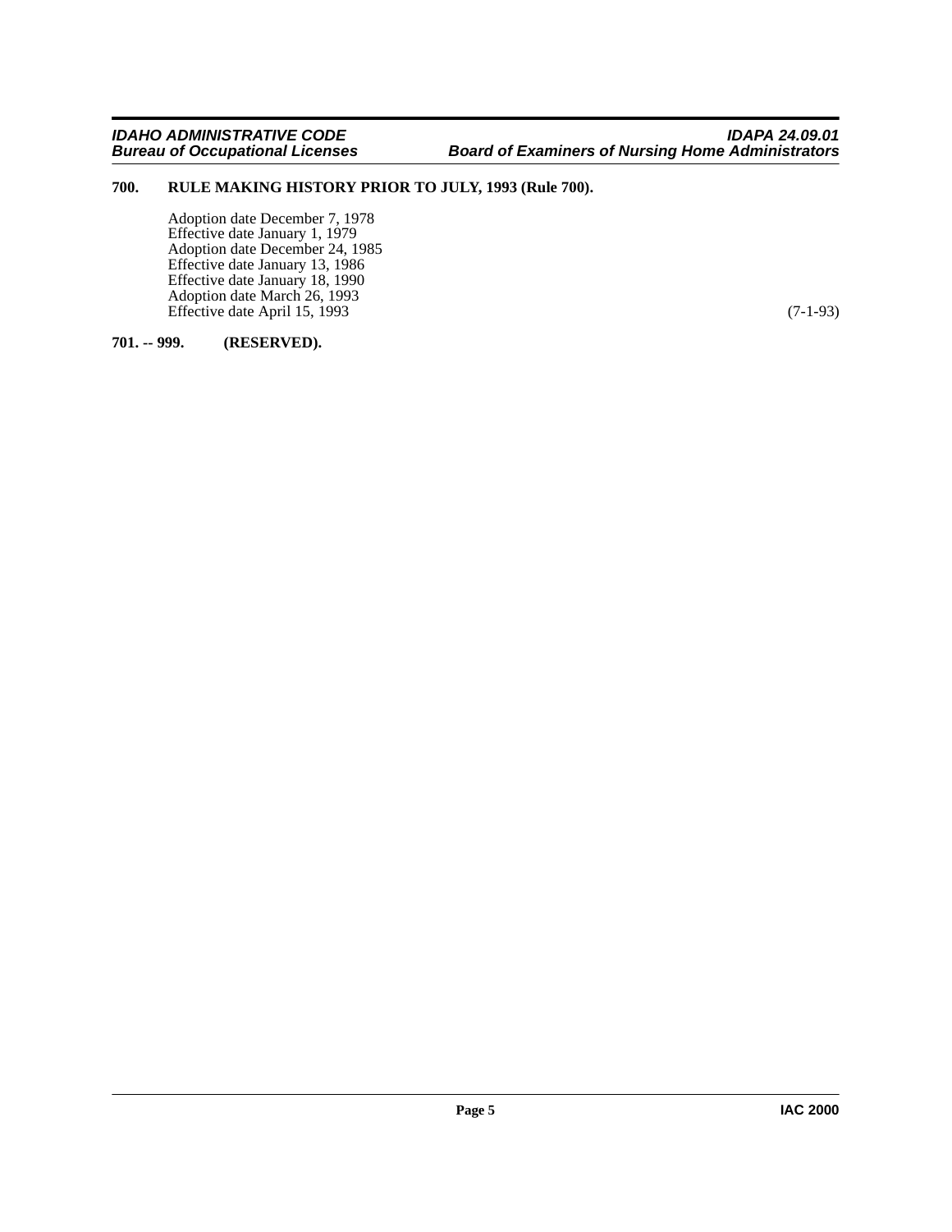**700. RULE MAKING HISTORY PRIOR TO JULY, 1993 (Rule 700).**

Adoption date December 7, 1978
Effective date January 1, 1979
Adoption date December 24, 1985
Effective date January 13, 1986
Effective date January 18, 1990
Adoption date March 26, 1993
Effective date April 15, 1993 (7-1-93)

**701. -- 999. (RESERVED).**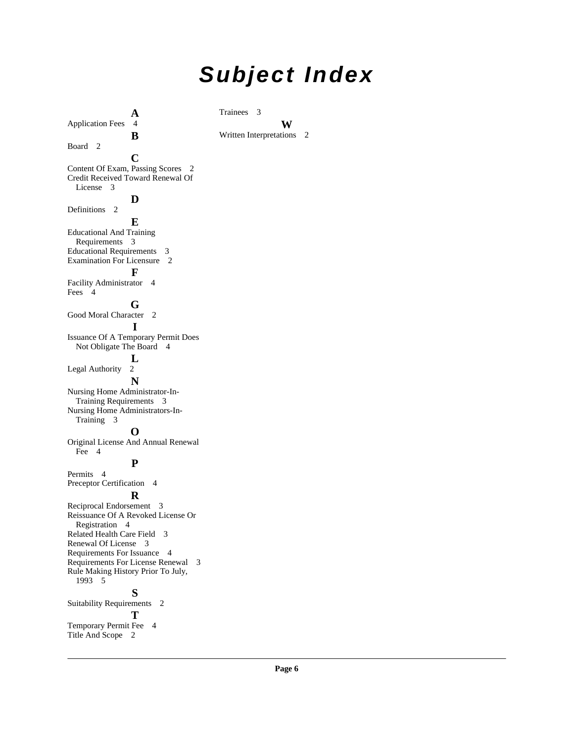# *Subject Index*

**A**

Application Fees 4

**B**

Board 2

**C**

Content Of Exam, Passing Scores 2
Credit Received Toward Renewal Of License 3

**D**

Definitions 2

**E**

Educational And Training Requirements 3
Educational Requirements 3
Examination For Licensure 2

**F**

Facility Administrator 4
Fees 4

**G**

Good Moral Character 2

**I**

Issuance Of A Temporary Permit Does Not Obligate The Board 4

**L**

Legal Authority 2

**N**

Nursing Home Administrator-In-Training Requirements 3
Nursing Home Administrators-In-Training 3

**O**

Original License And Annual Renewal Fee 4

**P**

Permits 4
Preceptor Certification 4

**R**

Reciprocal Endorsement 3
Reissuance Of A Revoked License Or Registration 4
Related Health Care Field 3
Renewal Of License 3
Requirements For Issuance 4
Requirements For License Renewal 3
Rule Making History Prior To July, 1993 5

**S**

Suitability Requirements 2

**T**

Temporary Permit Fee 4
Title And Scope 2
Trainees 3

**W**

Written Interpretations 2